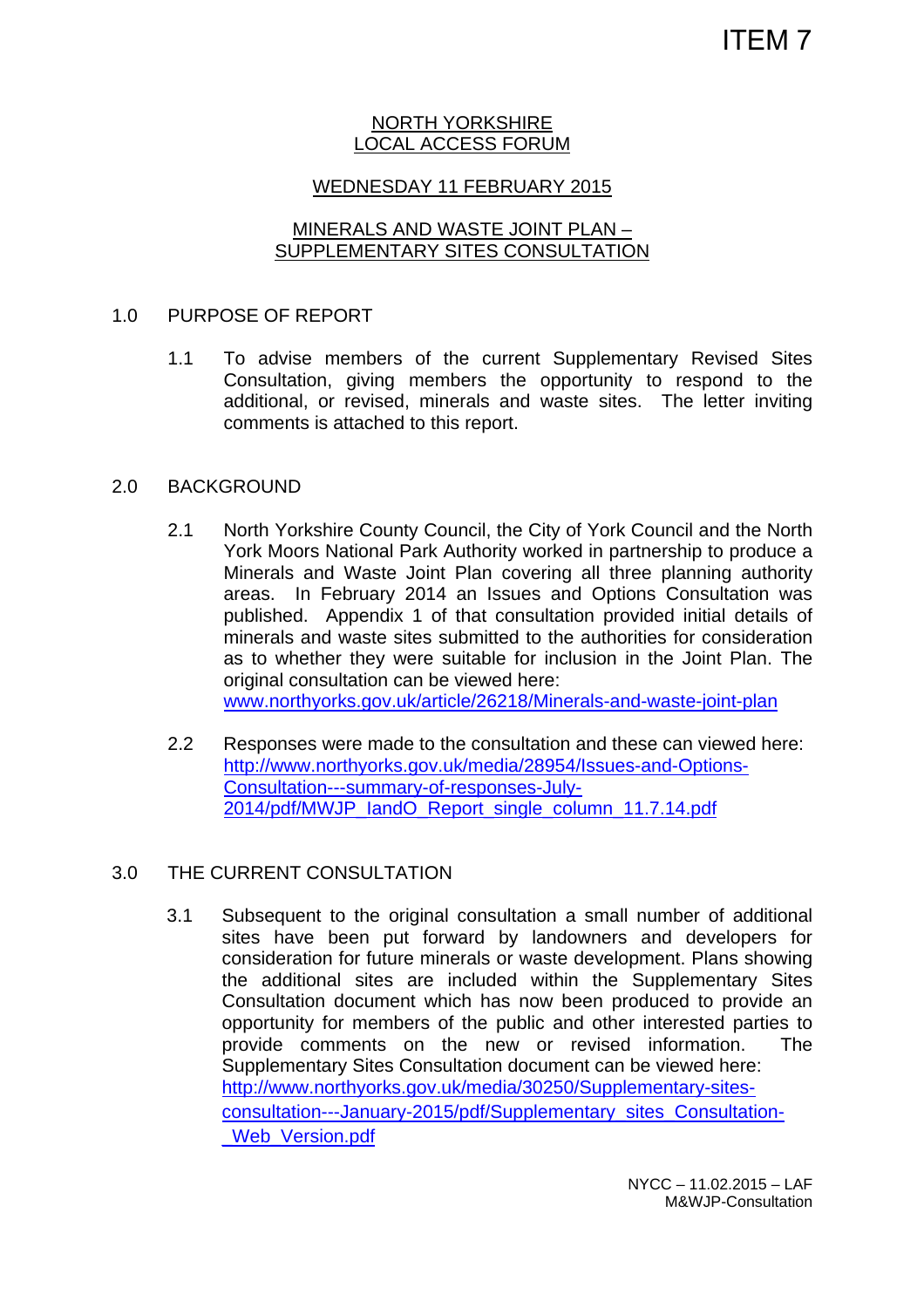ITEM 7

# NORTH YORKSHIRE
# LOCAL ACCESS FORUM

## WEDNESDAY 11 FEBRUARY 2015

## MINERALS AND WASTE JOINT PLAN – SUPPLEMENTARY SITES CONSULTATION

### 1.0 PURPOSE OF REPORT

1.1 To advise members of the current Supplementary Revised Sites Consultation, giving members the opportunity to respond to the additional, or revised, minerals and waste sites. The letter inviting comments is attached to this report.

### 2.0 BACKGROUND

2.1 North Yorkshire County Council, the City of York Council and the North York Moors National Park Authority worked in partnership to produce a Minerals and Waste Joint Plan covering all three planning authority areas. In February 2014 an Issues and Options Consultation was published. Appendix 1 of that consultation provided initial details of minerals and waste sites submitted to the authorities for consideration as to whether they were suitable for inclusion in the Joint Plan. The original consultation can be viewed here:
www.northyorks.gov.uk/article/26218/Minerals-and-waste-joint-plan

2.2 Responses were made to the consultation and these can viewed here:
http://www.northyorks.gov.uk/media/28954/Issues-and-Options-Consultation---summary-of-responses-July-2014/pdf/MWJP_IandO_Report_single_column_11.7.14.pdf

### 3.0 THE CURRENT CONSULTATION

3.1 Subsequent to the original consultation a small number of additional sites have been put forward by landowners and developers for consideration for future minerals or waste development. Plans showing the additional sites are included within the Supplementary Sites Consultation document which has now been produced to provide an opportunity for members of the public and other interested parties to provide comments on the new or revised information. The Supplementary Sites Consultation document can be viewed here:
http://www.northyorks.gov.uk/media/30250/Supplementary-sites-consultation---January-2015/pdf/Supplementary_sites_Consultation-_Web_Version.pdf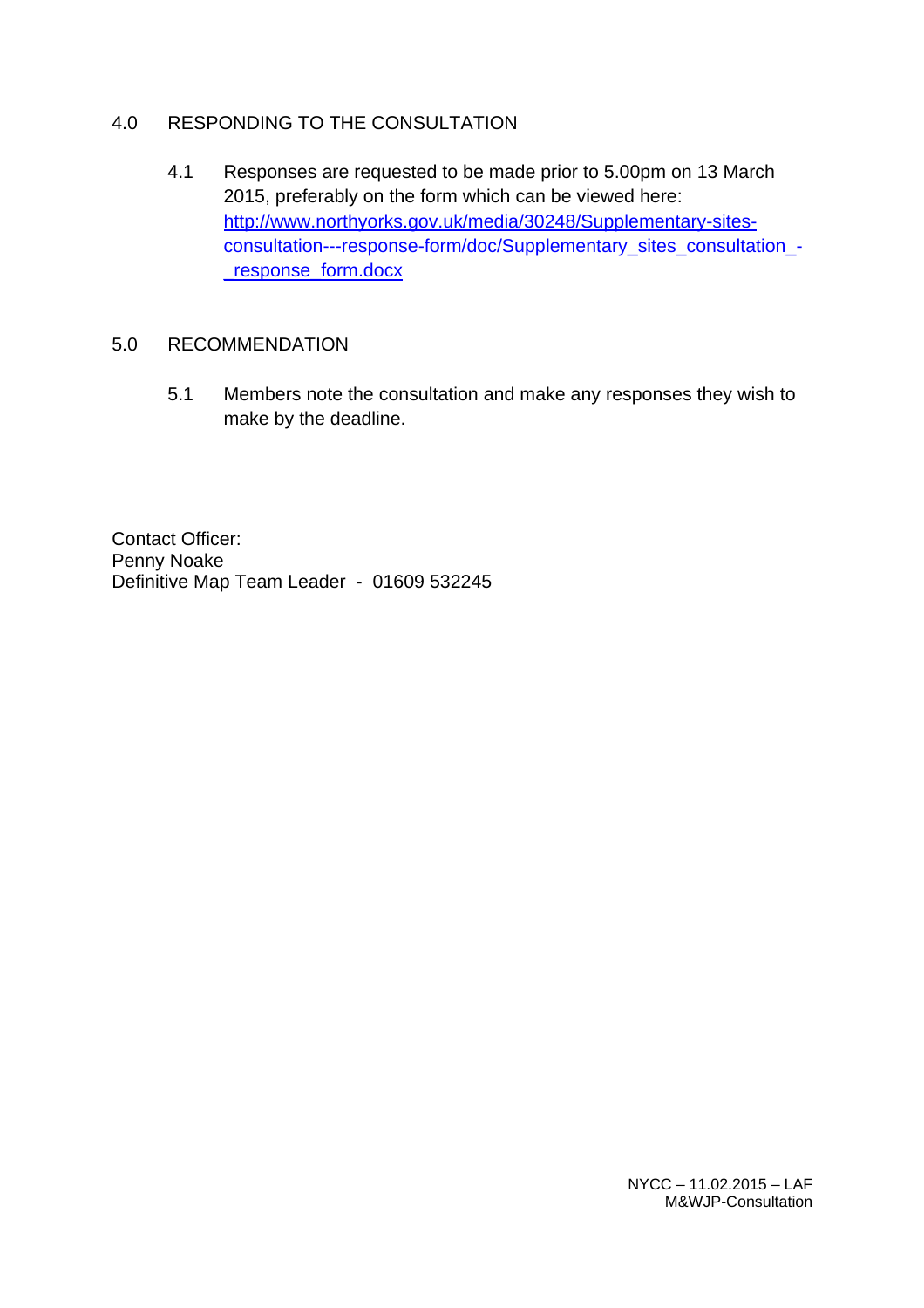## 4.0 RESPONDING TO THE CONSULTATION

4.1 Responses are requested to be made prior to 5.00pm on 13 March 2015, preferably on the form which can be viewed here: http://www.northyorks.gov.uk/media/30248/Supplementary-sites-consultation---response-form/doc/Supplementary_sites_consultation_-_response_form.docx

## 5.0 RECOMMENDATION

5.1 Members note the consultation and make any responses they wish to make by the deadline.

Contact Officer:
Penny Noake
Definitive Map Team Leader - 01609 532245